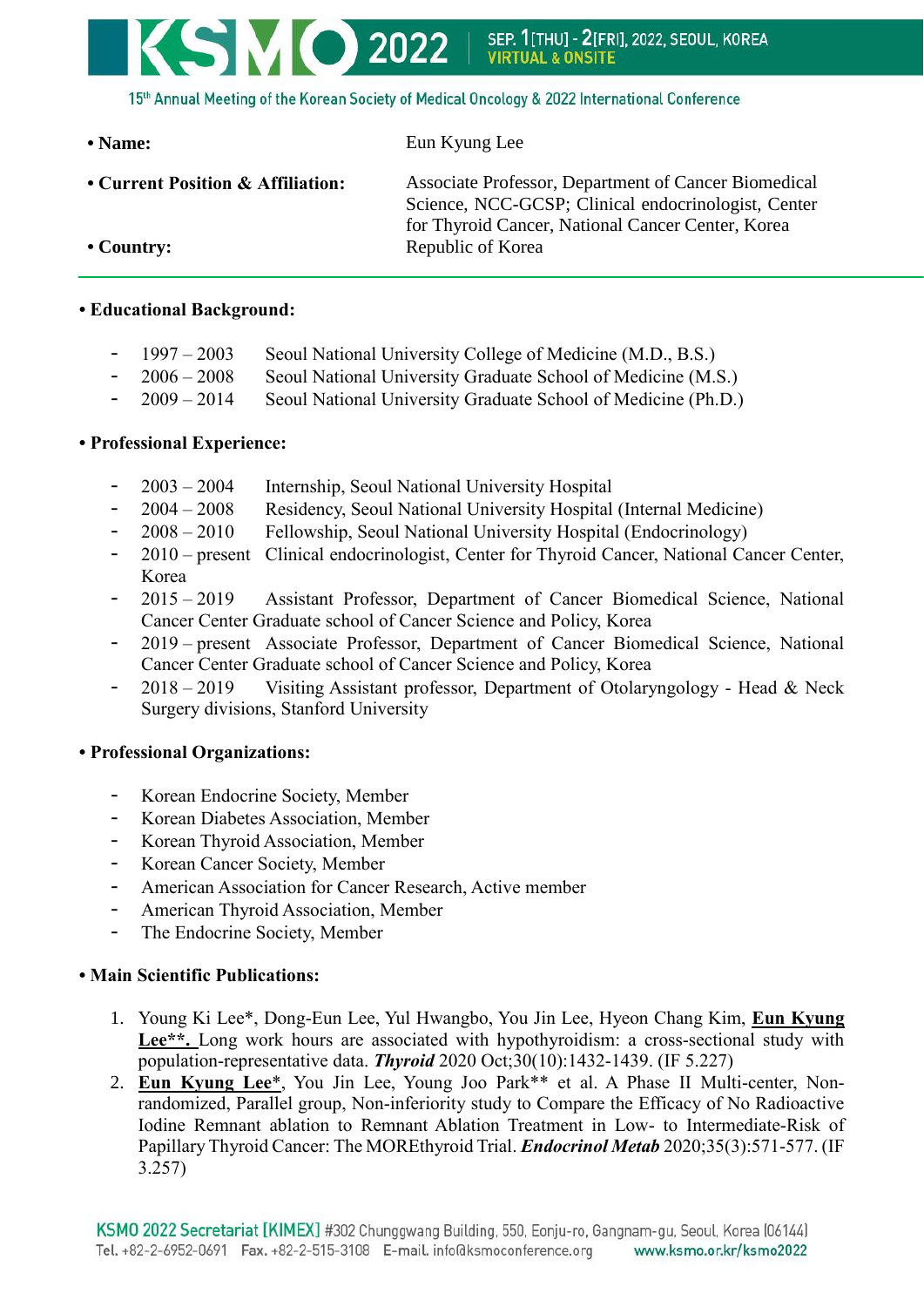- **Name:** Eun Kyung Lee
- **Current Position & Affiliation:** Associate Professor, Department of Cancer Biomedical Science, NCC-GCSP; Clinical endocrinologist, Center for Thyroid Cancer, National Cancer Center, Korea
- **Country:** Republic of Korea

---

**• Educational Background:**

- 1997 – 2003 Seoul National University College of Medicine (M.D., B.S.)
- 2006 – 2008 Seoul National University Graduate School of Medicine (M.S.)
- 2009 – 2014 Seoul National University Graduate School of Medicine (Ph.D.)

**• Professional Experience:**

- 2003 – 2004 Internship, Seoul National University Hospital
- 2004 – 2008 Residency, Seoul National University Hospital (Internal Medicine)
- 2008 – 2010 Fellowship, Seoul National University Hospital (Endocrinology)
- 2010 – present Clinical endocrinologist, Center for Thyroid Cancer, National Cancer Center, Korea
- 2015 – 2019 Assistant Professor, Department of Cancer Biomedical Science, National Cancer Center Graduate school of Cancer Science and Policy, Korea
- 2019 – present Associate Professor, Department of Cancer Biomedical Science, National Cancer Center Graduate school of Cancer Science and Policy, Korea
- 2018 – 2019 Visiting Assistant professor, Department of Otolaryngology - Head & Neck Surgery divisions, Stanford University

**• Professional Organizations:**

- Korean Endocrine Society, Member
- Korean Diabetes Association, Member
- Korean Thyroid Association, Member
- Korean Cancer Society, Member
- American Association for Cancer Research, Active member
- American Thyroid Association, Member
- The Endocrine Society, Member

**• Main Scientific Publications:**

1. Young Ki Lee*, Dong-Eun Lee, Yul Hwangbo, You Jin Lee, Hyeon Chang Kim, **Eun Kyung Lee****. Long work hours are associated with hypothyroidism: a cross-sectional study with population-representative data. ***Thyroid*** 2020 Oct;30(10):1432-1439. (IF 5.227)
2. **Eun Kyung Lee***, You Jin Lee, Young Joo Park** et al. A Phase II Multi-center, Non-randomized, Parallel group, Non-inferiority study to Compare the Efficacy of No Radioactive Iodine Remnant ablation to Remnant Ablation Treatment in Low- to Intermediate-Risk of Papillary Thyroid Cancer: The MOREthyroid Trial. ***Endocrinol Metab*** 2020;35(3):571-577. (IF 3.257)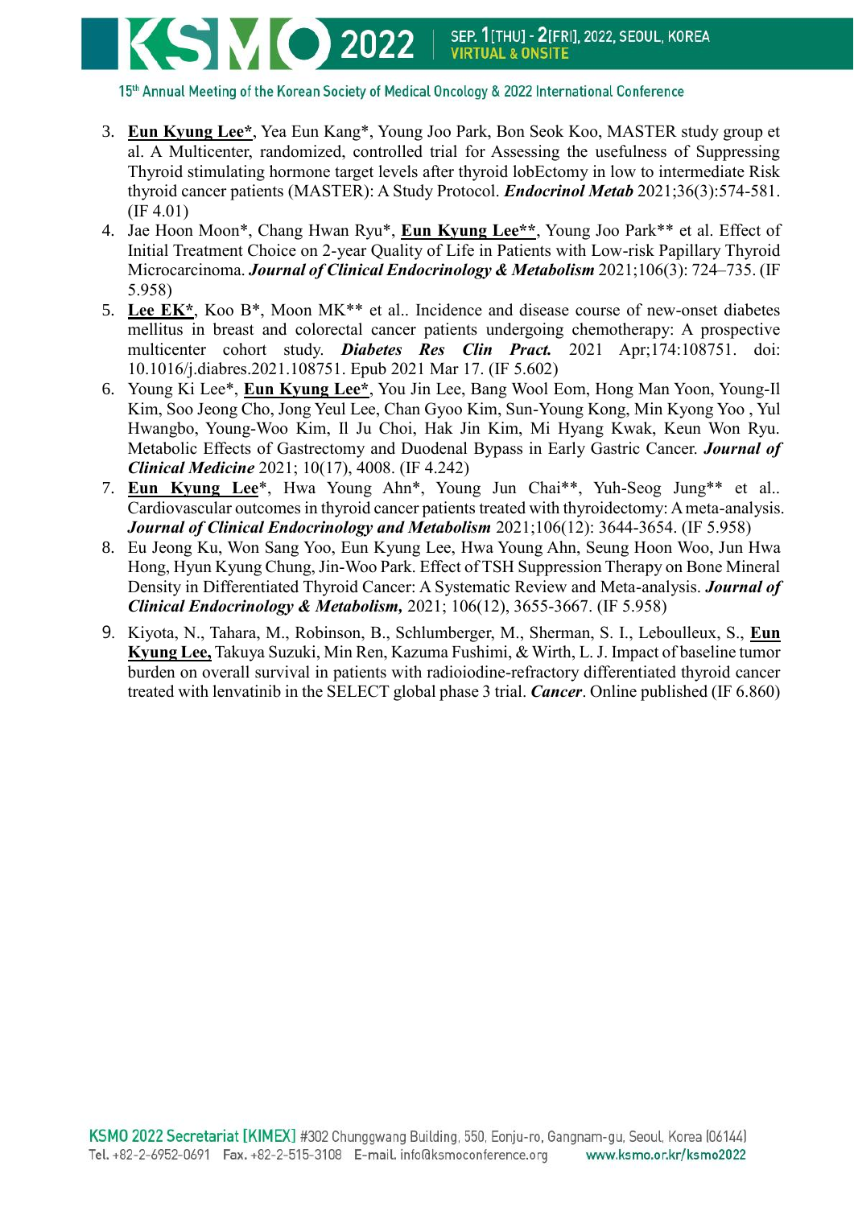3. **Eun Kyung Lee***, Yea Eun Kang*, Young Joo Park, Bon Seok Koo, MASTER study group et al. A Multicenter, randomized, controlled trial for Assessing the usefulness of Suppressing Thyroid stimulating hormone target levels after thyroid lobEctomy in low to intermediate Risk thyroid cancer patients (MASTER): A Study Protocol. ***Endocrinol Metab*** 2021;36(3):574-581. (IF 4.01)
4. Jae Hoon Moon*, Chang Hwan Ryu*, **Eun Kyung Lee****, Young Joo Park** et al. Effect of Initial Treatment Choice on 2-year Quality of Life in Patients with Low-risk Papillary Thyroid Microcarcinoma. ***Journal of Clinical Endocrinology & Metabolism*** 2021;106(3): 724–735. (IF 5.958)
5. **Lee EK***, Koo B*, Moon MK** et al.. Incidence and disease course of new-onset diabetes mellitus in breast and colorectal cancer patients undergoing chemotherapy: A prospective multicenter cohort study. ***Diabetes Res Clin Pract.*** 2021 Apr;174:108751. doi: 10.1016/j.diabres.2021.108751. Epub 2021 Mar 17. (IF 5.602)
6. Young Ki Lee*, **Eun Kyung Lee***, You Jin Lee, Bang Wool Eom, Hong Man Yoon, Young-Il Kim, Soo Jeong Cho, Jong Yeul Lee, Chan Gyoo Kim, Sun-Young Kong, Min Kyong Yoo , Yul Hwangbo, Young-Woo Kim, Il Ju Choi, Hak Jin Kim, Mi Hyang Kwak, Keun Won Ryu. Metabolic Effects of Gastrectomy and Duodenal Bypass in Early Gastric Cancer. ***Journal of Clinical Medicine*** 2021; 10(17), 4008. (IF 4.242)
7. **Eun Kyung Lee***, Hwa Young Ahn*, Young Jun Chai**, Yuh-Seog Jung** et al.. Cardiovascular outcomes in thyroid cancer patients treated with thyroidectomy: A meta-analysis. ***Journal of Clinical Endocrinology and Metabolism*** 2021;106(12): 3644-3654. (IF 5.958)
8. Eu Jeong Ku, Won Sang Yoo, Eun Kyung Lee, Hwa Young Ahn, Seung Hoon Woo, Jun Hwa Hong, Hyun Kyung Chung, Jin-Woo Park. Effect of TSH Suppression Therapy on Bone Mineral Density in Differentiated Thyroid Cancer: A Systematic Review and Meta-analysis. ***Journal of Clinical Endocrinology & Metabolism,*** 2021; 106(12), 3655-3667. (IF 5.958)
9. Kiyota, N., Tahara, M., Robinson, B., Schlumberger, M., Sherman, S. I., Leboulleux, S., **Eun Kyung Lee,** Takuya Suzuki, Min Ren, Kazuma Fushimi, & Wirth, L. J. Impact of baseline tumor burden on overall survival in patients with radioiodine-refractory differentiated thyroid cancer treated with lenvatinib in the SELECT global phase 3 trial. ***Cancer***. Online published (IF 6.860)